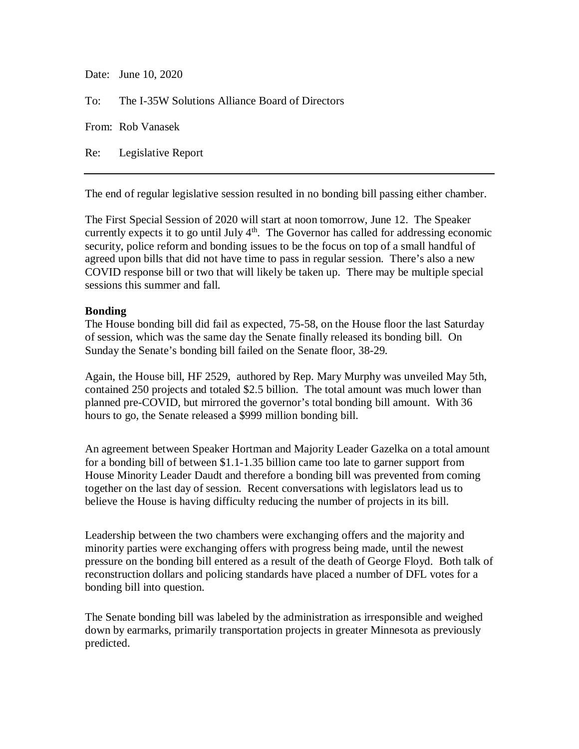Date: June 10, 2020

To: The I-35W Solutions Alliance Board of Directors

From: Rob Vanasek

Re: Legislative Report

---

The end of regular legislative session resulted in no bonding bill passing either chamber.

The First Special Session of 2020 will start at noon tomorrow, June 12. The Speaker currently expects it to go until July 4th. The Governor has called for addressing economic security, police reform and bonding issues to be the focus on top of a small handful of agreed upon bills that did not have time to pass in regular session. There's also a new COVID response bill or two that will likely be taken up. There may be multiple special sessions this summer and fall.

**Bonding**

The House bonding bill did fail as expected, 75-58, on the House floor the last Saturday of session, which was the same day the Senate finally released its bonding bill. On Sunday the Senate's bonding bill failed on the Senate floor, 38-29.

Again, the House bill, HF 2529, authored by Rep. Mary Murphy was unveiled May 5th, contained 250 projects and totaled $2.5 billion. The total amount was much lower than planned pre-COVID, but mirrored the governor's total bonding bill amount. With 36 hours to go, the Senate released a $999 million bonding bill.

An agreement between Speaker Hortman and Majority Leader Gazelka on a total amount for a bonding bill of between $1.1-1.35 billion came too late to garner support from House Minority Leader Daudt and therefore a bonding bill was prevented from coming together on the last day of session. Recent conversations with legislators lead us to believe the House is having difficulty reducing the number of projects in its bill.

Leadership between the two chambers were exchanging offers and the majority and minority parties were exchanging offers with progress being made, until the newest pressure on the bonding bill entered as a result of the death of George Floyd. Both talk of reconstruction dollars and policing standards have placed a number of DFL votes for a bonding bill into question.

The Senate bonding bill was labeled by the administration as irresponsible and weighed down by earmarks, primarily transportation projects in greater Minnesota as previously predicted.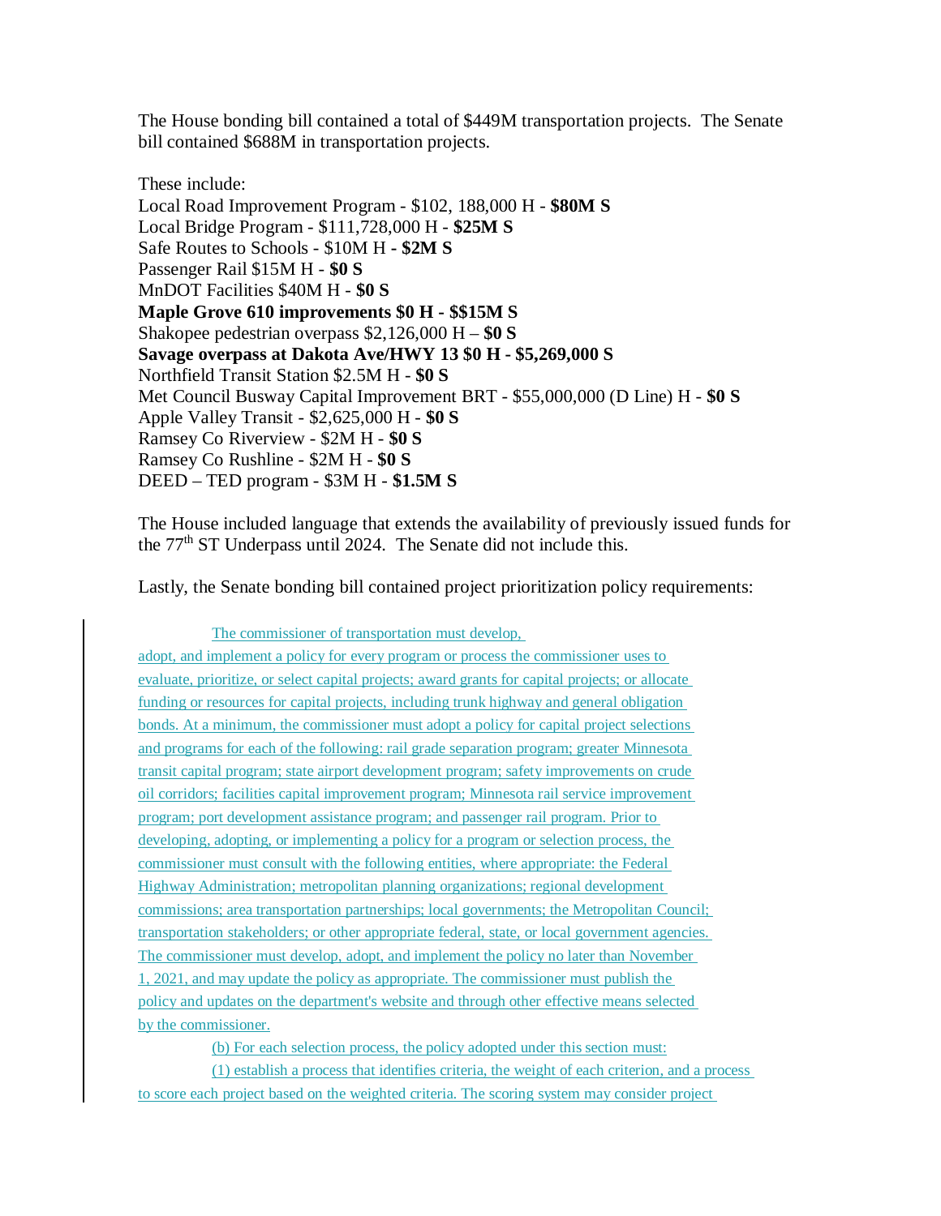The House bonding bill contained a total of $449M transportation projects. The Senate bill contained $688M in transportation projects.

These include:
Local Road Improvement Program - $102, 188,000 H - **$80M S**
Local Bridge Program - $111,728,000 H - **$25M S**
Safe Routes to Schools - $10M H **- $2M S**
Passenger Rail $15M H - **$0 S**
MnDOT Facilities $40M H - **$0 S**
**Maple Grove 610 improvements $0 H - $$15M S**
Shakopee pedestrian overpass $2,126,000 H – **$0 S**
**Savage overpass at Dakota Ave/HWY 13 $0 H - $5,269,000 S**
Northfield Transit Station $2.5M H - **$0 S**
Met Council Busway Capital Improvement BRT - $55,000,000 (D Line) H - **$0 S**
Apple Valley Transit - $2,625,000 H - **$0 S**
Ramsey Co Riverview - $2M H - **$0 S**
Ramsey Co Rushline - $2M H - **$0 S**
DEED – TED program - $3M H - **$1.5M S**

The House included language that extends the availability of previously issued funds for the 77th ST Underpass until 2024. The Senate did not include this.

Lastly, the Senate bonding bill contained project prioritization policy requirements:

The commissioner of transportation must develop, adopt, and implement a policy for every program or process the commissioner uses to evaluate, prioritize, or select capital projects; award grants for capital projects; or allocate funding or resources for capital projects, including trunk highway and general obligation bonds. At a minimum, the commissioner must adopt a policy for capital project selections and programs for each of the following: rail grade separation program; greater Minnesota transit capital program; state airport development program; safety improvements on crude oil corridors; facilities capital improvement program; Minnesota rail service improvement program; port development assistance program; and passenger rail program. Prior to developing, adopting, or implementing a policy for a program or selection process, the commissioner must consult with the following entities, where appropriate: the Federal Highway Administration; metropolitan planning organizations; regional development commissions; area transportation partnerships; local governments; the Metropolitan Council; transportation stakeholders; or other appropriate federal, state, or local government agencies. The commissioner must develop, adopt, and implement the policy no later than November 1, 2021, and may update the policy as appropriate. The commissioner must publish the policy and updates on the department's website and through other effective means selected by the commissioner.

(b) For each selection process, the policy adopted under this section must:

(1) establish a process that identifies criteria, the weight of each criterion, and a process to score each project based on the weighted criteria. The scoring system may consider project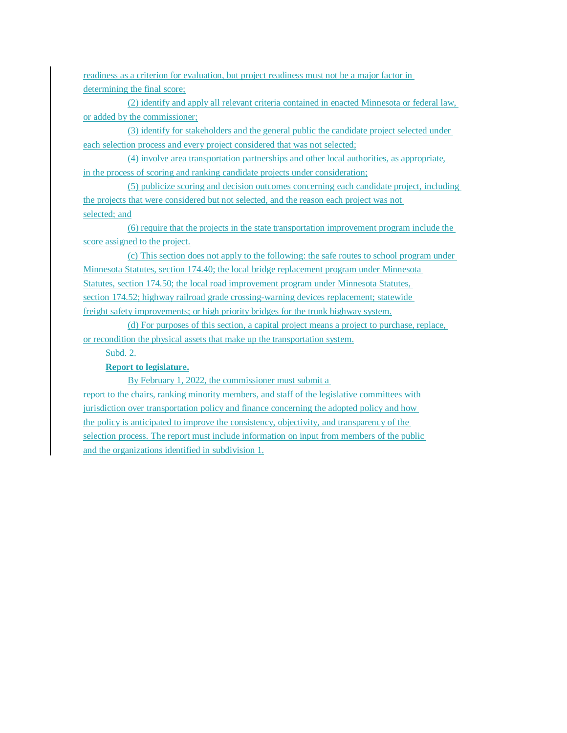readiness as a criterion for evaluation, but project readiness must not be a major factor in determining the final score;

(2) identify and apply all relevant criteria contained in enacted Minnesota or federal law, or added by the commissioner;

(3) identify for stakeholders and the general public the candidate project selected under each selection process and every project considered that was not selected;

(4) involve area transportation partnerships and other local authorities, as appropriate, in the process of scoring and ranking candidate projects under consideration;

(5) publicize scoring and decision outcomes concerning each candidate project, including the projects that were considered but not selected, and the reason each project was not selected; and

(6) require that the projects in the state transportation improvement program include the score assigned to the project.

(c) This section does not apply to the following: the safe routes to school program under Minnesota Statutes, section 174.40; the local bridge replacement program under Minnesota Statutes, section 174.50; the local road improvement program under Minnesota Statutes, section 174.52; highway railroad grade crossing-warning devices replacement; statewide freight safety improvements; or high priority bridges for the trunk highway system.

(d) For purposes of this section, a capital project means a project to purchase, replace, or recondition the physical assets that make up the transportation system.

Subd. 2.

**Report to legislature.**

By February 1, 2022, the commissioner must submit a report to the chairs, ranking minority members, and staff of the legislative committees with jurisdiction over transportation policy and finance concerning the adopted policy and how the policy is anticipated to improve the consistency, objectivity, and transparency of the selection process. The report must include information on input from members of the public and the organizations identified in subdivision 1.